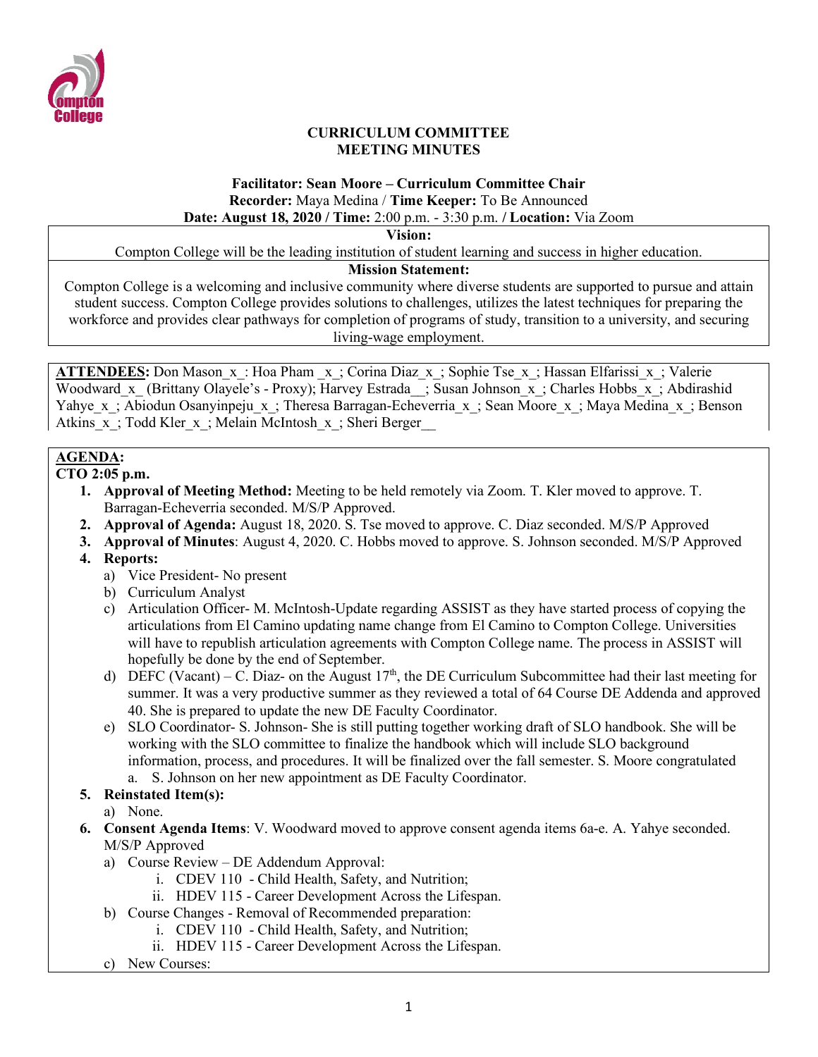**CURRICULUM COMMITTEE**
**MEETING MINUTES**

**Facilitator: Sean Moore – Curriculum Committee Chair**
**Recorder:** Maya Medina / **Time Keeper:** To Be Announced
**Date: August 18, 2020 / Time:** 2:00 p.m. - 3:30 p.m. / **Location:** Via Zoom

**Vision:**
Compton College will be the leading institution of student learning and success in higher education.

**Mission Statement:**
Compton College is a welcoming and inclusive community where diverse students are supported to pursue and attain student success. Compton College provides solutions to challenges, utilizes the latest techniques for preparing the workforce and provides clear pathways for completion of programs of study, transition to a university, and securing living-wage employment.

**ATTENDEES:** Don Mason_x_: Hoa Pham _x_; Corina Diaz_x_; Sophie Tse_x_; Hassan Elfarissi_x_; Valerie Woodward_x_ (Brittany Olayele's - Proxy); Harvey Estrada__; Susan Johnson_x_; Charles Hobbs_x_; Abdirashid Yahye_x_; Abiodun Osanyinpeju_x_; Theresa Barragan-Echeverria_x_; Sean Moore_x_; Maya Medina_x_; Benson Atkins_x_; Todd Kler_x_; Melain McIntosh_x_; Sheri Berger__

**AGENDA:**

**CTO 2:05 p.m.**

1. **Approval of Meeting Method:** Meeting to be held remotely via Zoom. T. Kler moved to approve. T. Barragan-Echeverria seconded. M/S/P Approved.
2. **Approval of Agenda:** August 18, 2020. S. Tse moved to approve. C. Diaz seconded. M/S/P Approved
3. **Approval of Minutes**: August 4, 2020. C. Hobbs moved to approve. S. Johnson seconded. M/S/P Approved
4. **Reports:**
   a) Vice President- No present
   b) Curriculum Analyst
   c) Articulation Officer- M. McIntosh-Update regarding ASSIST as they have started process of copying the articulations from El Camino updating name change from El Camino to Compton College. Universities will have to republish articulation agreements with Compton College name. The process in ASSIST will hopefully be done by the end of September.
   d) DEFC (Vacant) – C. Diaz- on the August 17th, the DE Curriculum Subcommittee had their last meeting for summer. It was a very productive summer as they reviewed a total of 64 Course DE Addenda and approved 40. She is prepared to update the new DE Faculty Coordinator.
   e) SLO Coordinator- S. Johnson- She is still putting together working draft of SLO handbook. She will be working with the SLO committee to finalize the handbook which will include SLO background information, process, and procedures. It will be finalized over the fall semester. S. Moore congratulated
      a. S. Johnson on her new appointment as DE Faculty Coordinator.
5. **Reinstated Item(s):**
   a) None.
6. **Consent Agenda Items**: V. Woodward moved to approve consent agenda items 6a-e. A. Yahye seconded. M/S/P Approved
   a) Course Review – DE Addendum Approval:
      i. CDEV 110 - Child Health, Safety, and Nutrition;
      ii. HDEV 115 - Career Development Across the Lifespan.
   b) Course Changes - Removal of Recommended preparation:
      i. CDEV 110 - Child Health, Safety, and Nutrition;
      ii. HDEV 115 - Career Development Across the Lifespan.
   c) New Courses: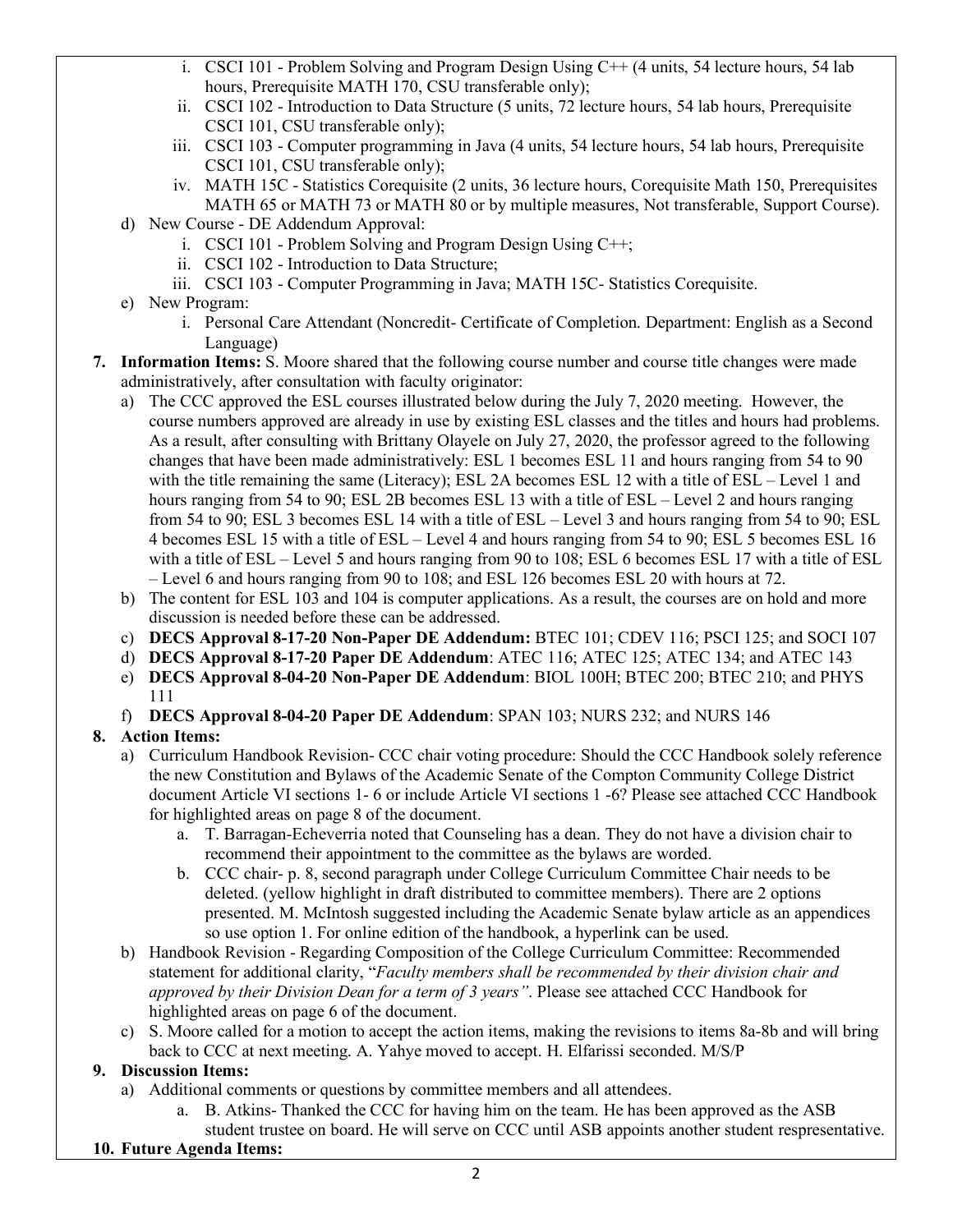i. CSCI 101 - Problem Solving and Program Design Using C++ (4 units, 54 lecture hours, 54 lab hours, Prerequisite MATH 170, CSU transferable only);
   ii. CSCI 102 - Introduction to Data Structure (5 units, 72 lecture hours, 54 lab hours, Prerequisite CSCI 101, CSU transferable only);
   iii. CSCI 103 - Computer programming in Java (4 units, 54 lecture hours, 54 lab hours, Prerequisite CSCI 101, CSU transferable only);
   iv. MATH 15C - Statistics Corequisite (2 units, 36 lecture hours, Corequisite Math 150, Prerequisites MATH 65 or MATH 73 or MATH 80 or by multiple measures, Not transferable, Support Course).

d) New Course - DE Addendum Approval:
   i. CSCI 101 - Problem Solving and Program Design Using C++;
   ii. CSCI 102 - Introduction to Data Structure;
   iii. CSCI 103 - Computer Programming in Java; MATH 15C- Statistics Corequisite.

e) New Program:
   i. Personal Care Attendant (Noncredit- Certificate of Completion. Department: English as a Second Language)

7. **Information Items:** S. Moore shared that the following course number and course title changes were made administratively, after consultation with faculty originator:
   a) The CCC approved the ESL courses illustrated below during the July 7, 2020 meeting. However, the course numbers approved are already in use by existing ESL classes and the titles and hours had problems. As a result, after consulting with Brittany Olayele on July 27, 2020, the professor agreed to the following changes that have been made administratively: ESL 1 becomes ESL 11 and hours ranging from 54 to 90 with the title remaining the same (Literacy); ESL 2A becomes ESL 12 with a title of ESL – Level 1 and hours ranging from 54 to 90; ESL 2B becomes ESL 13 with a title of ESL – Level 2 and hours ranging from 54 to 90; ESL 3 becomes ESL 14 with a title of ESL – Level 3 and hours ranging from 54 to 90; ESL 4 becomes ESL 15 with a title of ESL – Level 4 and hours ranging from 54 to 90; ESL 5 becomes ESL 16 with a title of ESL – Level 5 and hours ranging from 90 to 108; ESL 6 becomes ESL 17 with a title of ESL – Level 6 and hours ranging from 90 to 108; and ESL 126 becomes ESL 20 with hours at 72.
   b) The content for ESL 103 and 104 is computer applications. As a result, the courses are on hold and more discussion is needed before these can be addressed.
   c) **DECS Approval 8-17-20 Non-Paper DE Addendum:** BTEC 101; CDEV 116; PSCI 125; and SOCI 107
   d) **DECS Approval 8-17-20 Paper DE Addendum**: ATEC 116; ATEC 125; ATEC 134; and ATEC 143
   e) **DECS Approval 8-04-20 Non-Paper DE Addendum**: BIOL 100H; BTEC 200; BTEC 210; and PHYS 111
   f) **DECS Approval 8-04-20 Paper DE Addendum**: SPAN 103; NURS 232; and NURS 146

8. **Action Items:**
   a) Curriculum Handbook Revision- CCC chair voting procedure: Should the CCC Handbook solely reference the new Constitution and Bylaws of the Academic Senate of the Compton Community College District document Article VI sections 1- 6 or include Article VI sections 1 -6? Please see attached CCC Handbook for highlighted areas on page 8 of the document.
      a. T. Barragan-Echeverria noted that Counseling has a dean. They do not have a division chair to recommend their appointment to the committee as the bylaws are worded.
      b. CCC chair- p. 8, second paragraph under College Curriculum Committee Chair needs to be deleted. (yellow highlight in draft distributed to committee members). There are 2 options presented. M. McIntosh suggested including the Academic Senate bylaw article as an appendices so use option 1. For online edition of the handbook, a hyperlink can be used.
   b) Handbook Revision - Regarding Composition of the College Curriculum Committee: Recommended statement for additional clarity, "*Faculty members shall be recommended by their division chair and approved by their Division Dean for a term of 3 years"*. Please see attached CCC Handbook for highlighted areas on page 6 of the document.
   c) S. Moore called for a motion to accept the action items, making the revisions to items 8a-8b and will bring back to CCC at next meeting. A. Yahye moved to accept. H. Elfarissi seconded. M/S/P

9. **Discussion Items:**
   a) Additional comments or questions by committee members and all attendees.
      a. B. Atkins- Thanked the CCC for having him on the team. He has been approved as the ASB student trustee on board. He will serve on CCC until ASB appoints another student respresentative.

10. **Future Agenda Items:**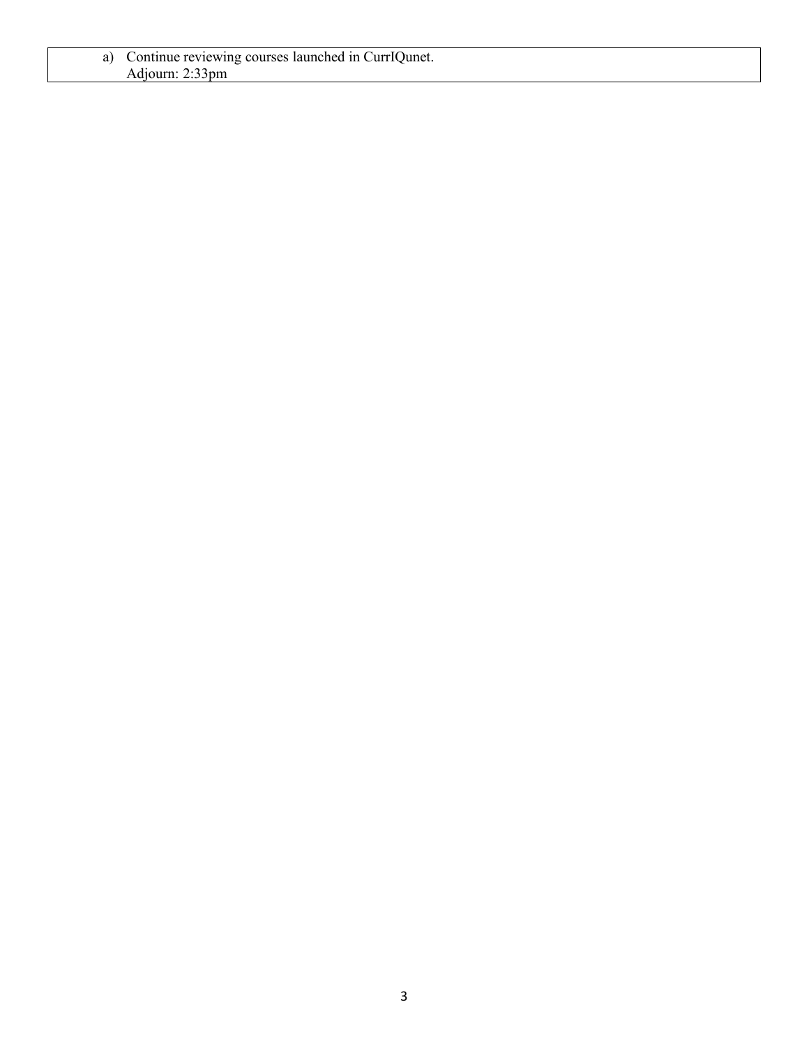a) Continue reviewing courses launched in CurrIQunet.

Adjourn: 2:33pm